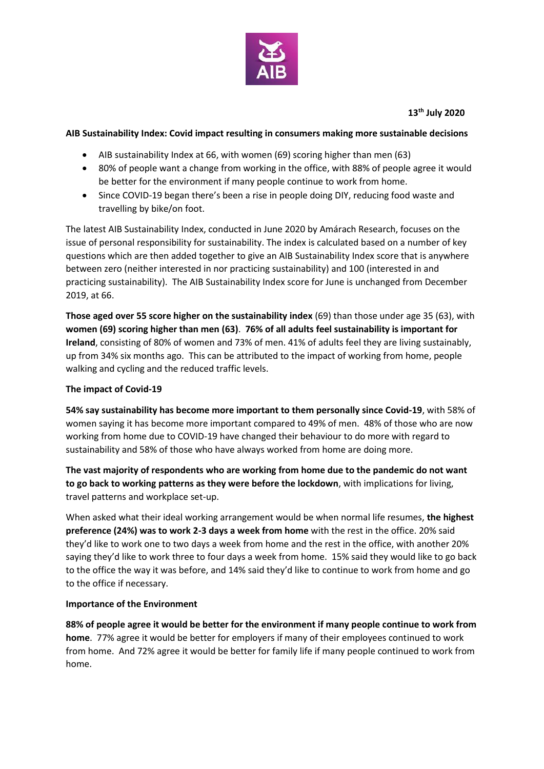**13th July 2020**

**AIB Sustainability Index: Covid impact resulting in consumers making more sustainable decisions**

- AIB sustainability Index at 66, with women (69) scoring higher than men (63)
- 80% of people want a change from working in the office, with 88% of people agree it would be better for the environment if many people continue to work from home.
- Since COVID-19 began there's been a rise in people doing DIY, reducing food waste and travelling by bike/on foot.

The latest AIB Sustainability Index, conducted in June 2020 by Amárach Research, focuses on the issue of personal responsibility for sustainability. The index is calculated based on a number of key questions which are then added together to give an AIB Sustainability Index score that is anywhere between zero (neither interested in nor practicing sustainability) and 100 (interested in and practicing sustainability). The AIB Sustainability Index score for June is unchanged from December 2019, at 66.

**Those aged over 55 score higher on the sustainability index** (69) than those under age 35 (63), with **women (69) scoring higher than men (63)**. **76% of all adults feel sustainability is important for Ireland**, consisting of 80% of women and 73% of men. 41% of adults feel they are living sustainably, up from 34% six months ago. This can be attributed to the impact of working from home, people walking and cycling and the reduced traffic levels.

**The impact of Covid-19**

**54% say sustainability has become more important to them personally since Covid-19**, with 58% of women saying it has become more important compared to 49% of men. 48% of those who are now working from home due to COVID-19 have changed their behaviour to do more with regard to sustainability and 58% of those who have always worked from home are doing more.

**The vast majority of respondents who are working from home due to the pandemic do not want to go back to working patterns as they were before the lockdown**, with implications for living, travel patterns and workplace set-up.

When asked what their ideal working arrangement would be when normal life resumes, **the highest preference (24%) was to work 2-3 days a week from home** with the rest in the office. 20% said they'd like to work one to two days a week from home and the rest in the office, with another 20% saying they'd like to work three to four days a week from home. 15% said they would like to go back to the office the way it was before, and 14% said they'd like to continue to work from home and go to the office if necessary.

**Importance of the Environment**

**88% of people agree it would be better for the environment if many people continue to work from home**. 77% agree it would be better for employers if many of their employees continued to work from home. And 72% agree it would be better for family life if many people continued to work from home.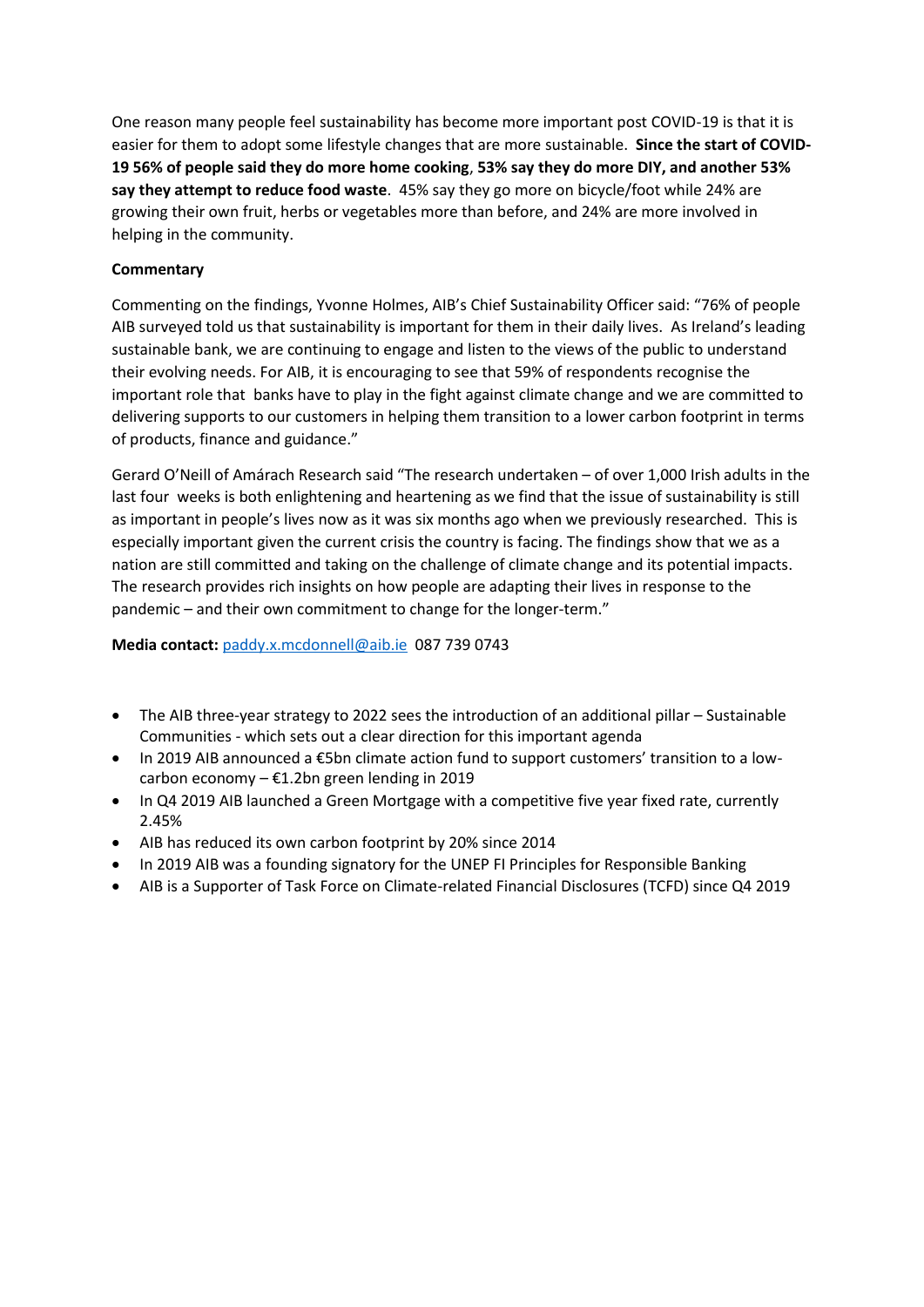One reason many people feel sustainability has become more important post COVID-19 is that it is easier for them to adopt some lifestyle changes that are more sustainable. **Since the start of COVID-19 56% of people said they do more home cooking**, **53% say they do more DIY, and another 53% say they attempt to reduce food waste**. 45% say they go more on bicycle/foot while 24% are growing their own fruit, herbs or vegetables more than before, and 24% are more involved in helping in the community.

**Commentary**

Commenting on the findings, Yvonne Holmes, AIB's Chief Sustainability Officer said: "76% of people AIB surveyed told us that sustainability is important for them in their daily lives. As Ireland's leading sustainable bank, we are continuing to engage and listen to the views of the public to understand their evolving needs. For AIB, it is encouraging to see that 59% of respondents recognise the important role that banks have to play in the fight against climate change and we are committed to delivering supports to our customers in helping them transition to a lower carbon footprint in terms of products, finance and guidance."

Gerard O'Neill of Amárach Research said "The research undertaken – of over 1,000 Irish adults in the last four weeks is both enlightening and heartening as we find that the issue of sustainability is still as important in people's lives now as it was six months ago when we previously researched. This is especially important given the current crisis the country is facing. The findings show that we as a nation are still committed and taking on the challenge of climate change and its potential impacts. The research provides rich insights on how people are adapting their lives in response to the pandemic – and their own commitment to change for the longer-term."

**Media contact:** paddy.x.mcdonnell@aib.ie 087 739 0743

- The AIB three-year strategy to 2022 sees the introduction of an additional pillar – Sustainable Communities - which sets out a clear direction for this important agenda
- In 2019 AIB announced a €5bn climate action fund to support customers' transition to a low-carbon economy – €1.2bn green lending in 2019
- In Q4 2019 AIB launched a Green Mortgage with a competitive five year fixed rate, currently 2.45%
- AIB has reduced its own carbon footprint by 20% since 2014
- In 2019 AIB was a founding signatory for the UNEP FI Principles for Responsible Banking
- AIB is a Supporter of Task Force on Climate-related Financial Disclosures (TCFD) since Q4 2019